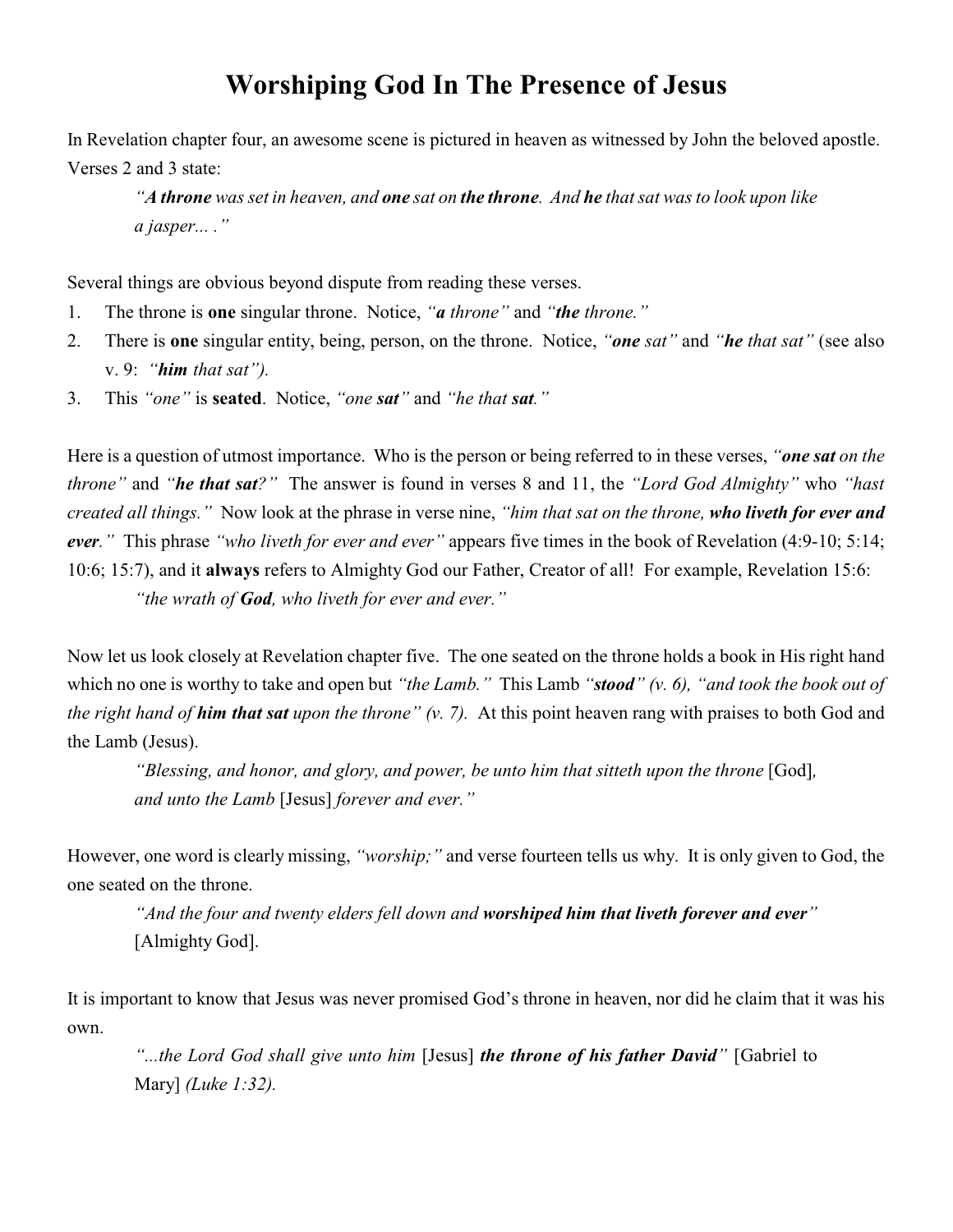# Worshiping God In The Presence of Jesus

In Revelation chapter four, an awesome scene is pictured in heaven as witnessed by John the beloved apostle. Verses 2 and 3 state:

> *"**A throne** was set in heaven, and **one** sat on **the throne**. And **he** that sat was to look upon like a jasper... ."*

Several things are obvious beyond dispute from reading these verses.

1. The throne is **one** singular throne. Notice, *"**a** throne"* and *"**the** throne."*
2. There is **one** singular entity, being, person, on the throne. Notice, *"**one** sat"* and *"**he** that sat"* (see also v. 9: *"**him** that sat").*
3. This *"one"* is **seated**. Notice, *"one **sat**"* and *"he that **sat**."*

Here is a question of utmost importance. Who is the person or being referred to in these verses, *"**one sat** on the throne"* and *"**he that sat**?"* The answer is found in verses 8 and 11, the *"Lord God Almighty"* who *"hast created all things."* Now look at the phrase in verse nine, *"him that sat on the throne, **who liveth for ever and ever**."* This phrase *"who liveth for ever and ever"* appears five times in the book of Revelation (4:9-10; 5:14; 10:6; 15:7), and it **always** refers to Almighty God our Father, Creator of all! For example, Revelation 15:6:

> *"the wrath of **God**, who liveth for ever and ever."*

Now let us look closely at Revelation chapter five. The one seated on the throne holds a book in His right hand which no one is worthy to take and open but *"the Lamb."* This Lamb *"**stood**" (v. 6), "and took the book out of the right hand of **him that sat** upon the throne" (v. 7).* At this point heaven rang with praises to both God and the Lamb (Jesus).

> *"Blessing, and honor, and glory, and power, be unto him that sitteth upon the throne* [God]*, and unto the Lamb* [Jesus] *forever and ever."*

However, one word is clearly missing, *"worship;"* and verse fourteen tells us why. It is only given to God, the one seated on the throne.

> *"And the four and twenty elders fell down and **worshiped him that liveth forever and ever**"* [Almighty God].

It is important to know that Jesus was never promised God's throne in heaven, nor did he claim that it was his own.

> *"...the Lord God shall give unto him* [Jesus] ***the throne of his father David**"* [Gabriel to Mary] *(Luke 1:32).*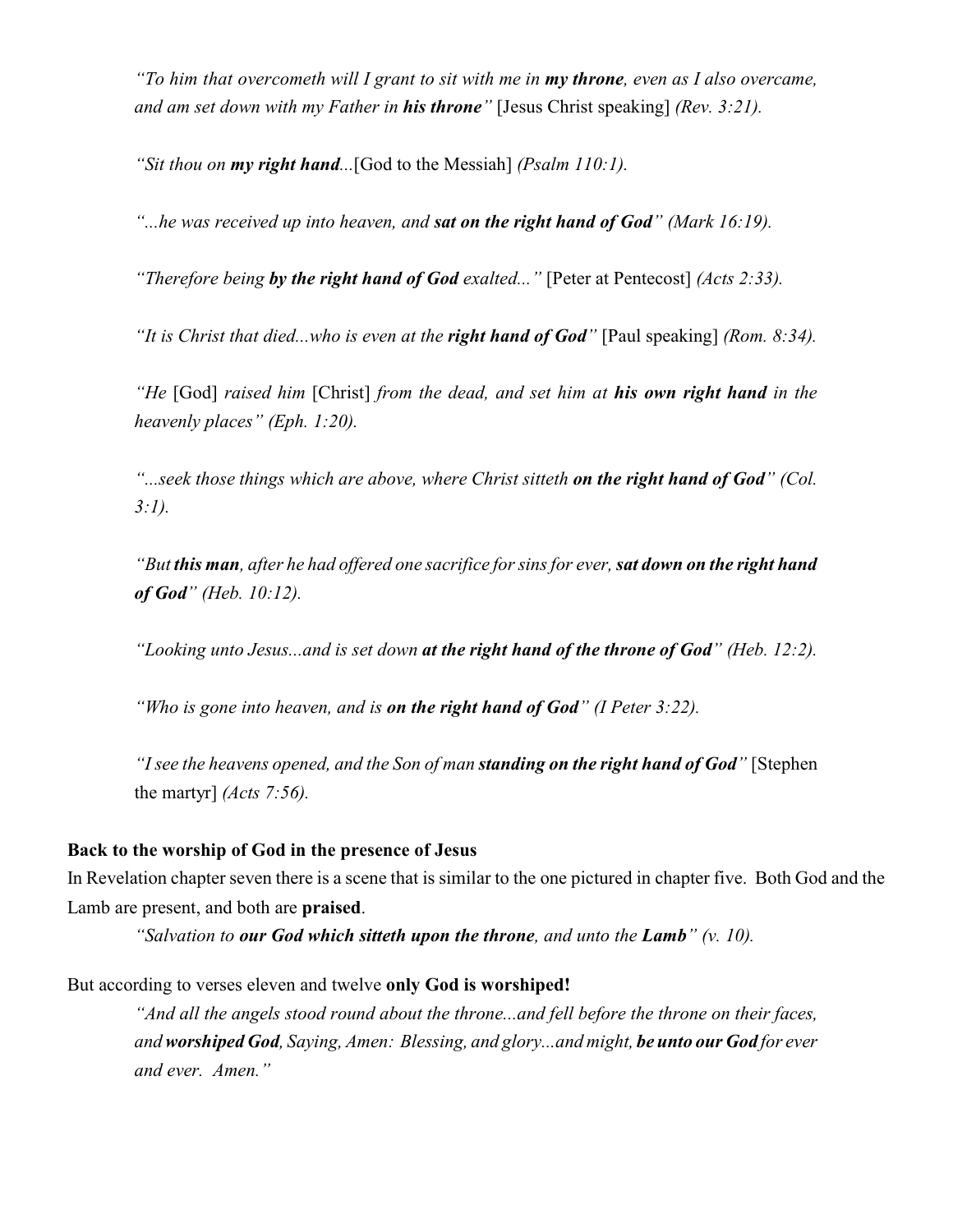*"To him that overcometh will I grant to sit with me in **my throne**, even as I also overcame, and am set down with my Father in **his throne"*** [Jesus Christ speaking] *(Rev. 3:21).*

*"Sit thou on **my right hand**...*[God to the Messiah] *(Psalm 110:1).*

*"...he was received up into heaven, and **sat on the right hand of God"** (Mark 16:19).*

*"Therefore being **by the right hand of God** exalted..."* [Peter at Pentecost] *(Acts 2:33).*

*"It is Christ that died...who is even at the **right hand of God"*** [Paul speaking] *(Rom. 8:34).*

*"He* [God] *raised him* [Christ] *from the dead, and set him at **his own right hand** in the heavenly places" (Eph. 1:20).*

*"...seek those things which are above, where Christ sitteth **on the right hand of God"** (Col. 3:1).*

*"But **this man**, after he had offered one sacrifice for sins for ever, **sat down on the right hand of God"** (Heb. 10:12).*

*"Looking unto Jesus...and is set down **at the right hand of the throne of God"** (Heb. 12:2).*

*"Who is gone into heaven, and is **on the right hand of God"** (I Peter 3:22).*

*"I see the heavens opened, and the Son of man **standing on the right hand of God"*** [Stephen the martyr] *(Acts 7:56).*

**Back to the worship of God in the presence of Jesus**

In Revelation chapter seven there is a scene that is similar to the one pictured in chapter five. Both God and the Lamb are present, and both are **praised**.

> *"Salvation to **our God which sitteth upon the throne**, and unto the **Lamb"** (v. 10).*

But according to verses eleven and twelve **only God is worshiped!**

> *"And all the angels stood round about the throne...and fell before the throne on their faces, and **worshiped God**, Saying, Amen: Blessing, and glory...and might, **be unto our God** for ever and ever. Amen."*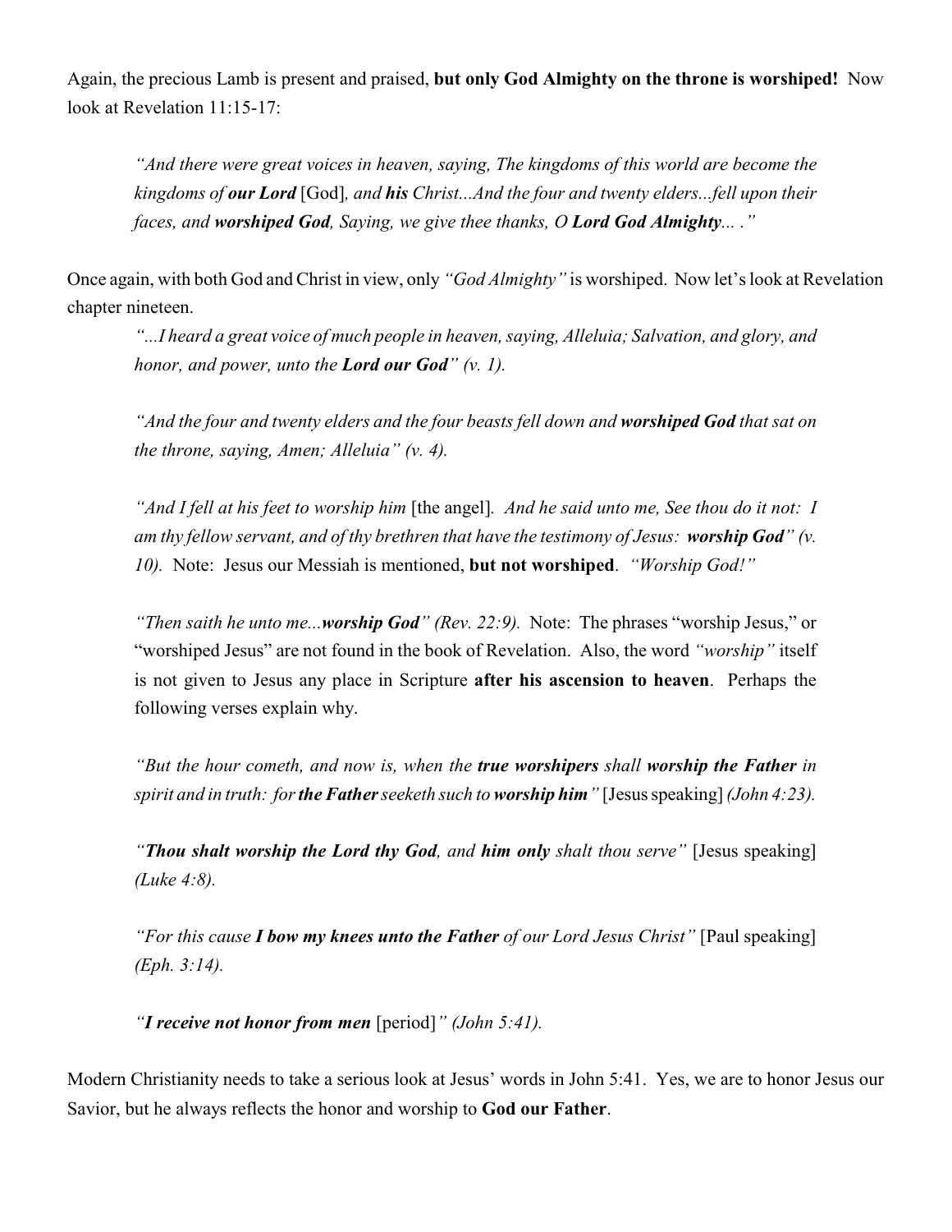Again, the precious Lamb is present and praised, **but only God Almighty on the throne is worshiped!** Now look at Revelation 11:15-17:

> *"And there were great voices in heaven, saying, The kingdoms of this world are become the kingdoms of **our Lord*** [God]*, and **his** Christ...And the four and twenty elders...fell upon their faces, and **worshiped God**, Saying, we give thee thanks, O **Lord God Almighty**... ."*

Once again, with both God and Christ in view, only *"God Almighty"* is worshiped. Now let's look at Revelation chapter nineteen.

> *"...I heard a great voice of much people in heaven, saying, Alleluia; Salvation, and glory, and honor, and power, unto the **Lord our God**" (v. 1).*
>
> *"And the four and twenty elders and the four beasts fell down and **worshiped God** that sat on the throne, saying, Amen; Alleluia" (v. 4).*
>
> *"And I fell at his feet to worship him* [the angel]*. And he said unto me, See thou do it not: I am thy fellow servant, and of thy brethren that have the testimony of Jesus: **worship God**" (v. 10).* Note: Jesus our Messiah is mentioned, **but not worshiped**. *"Worship God!"*
>
> *"Then saith he unto me...**worship God**" (Rev. 22:9).* Note: The phrases "worship Jesus," or "worshiped Jesus" are not found in the book of Revelation. Also, the word *"worship"* itself is not given to Jesus any place in Scripture **after his ascension to heaven**. Perhaps the following verses explain why.
>
> *"But the hour cometh, and now is, when the **true worshipers** shall **worship the Father** in spirit and in truth: for **the Father** seeketh such to **worship him**"* [Jesus speaking] *(John 4:23).*
>
> *"**Thou shalt worship the Lord thy God**, and **him only** shalt thou serve"* [Jesus speaking] *(Luke 4:8).*
>
> *"For this cause **I bow my knees unto the Father** of our Lord Jesus Christ"* [Paul speaking] *(Eph. 3:14).*
>
> *"**I receive not honor from men*** [period]*" (John 5:41).*

Modern Christianity needs to take a serious look at Jesus' words in John 5:41. Yes, we are to honor Jesus our Savior, but he always reflects the honor and worship to **God our Father**.